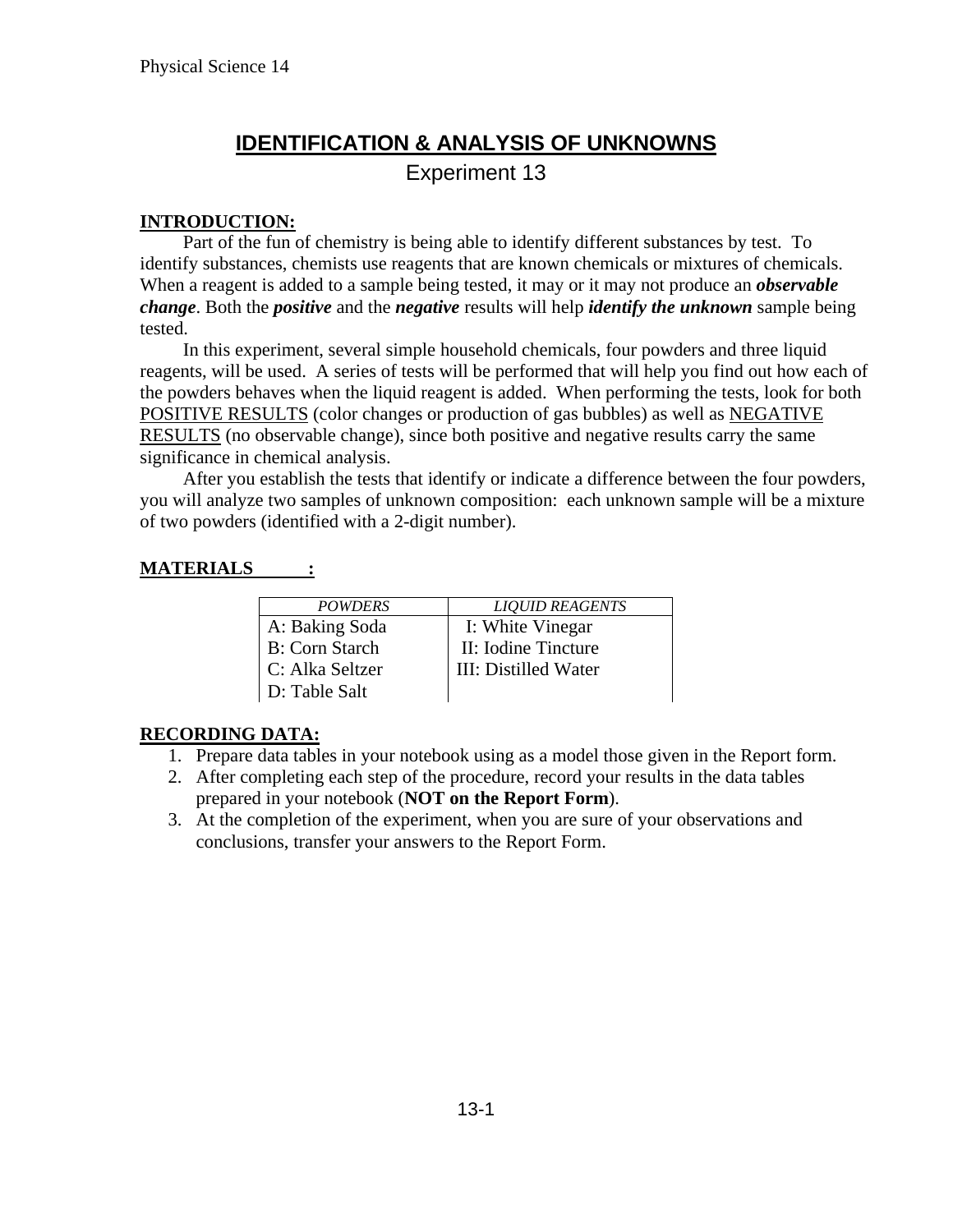# IDENTIFICATION & ANALYSIS OF UNKNOWNS

## Experiment 13

**INTRODUCTION:**

Part of the fun of chemistry is being able to identify different substances by test. To identify substances, chemists use reagents that are known chemicals or mixtures of chemicals. When a reagent is added to a sample being tested, it may or it may not produce an ***observable change***. Both the ***positive*** and the ***negative*** results will help ***identify the unknown*** sample being tested.

In this experiment, several simple household chemicals, four powders and three liquid reagents, will be used. A series of tests will be performed that will help you find out how each of the powders behaves when the liquid reagent is added. When performing the tests, look for both POSITIVE RESULTS (color changes or production of gas bubbles) as well as NEGATIVE RESULTS (no observable change), since both positive and negative results carry the same significance in chemical analysis.

After you establish the tests that identify or indicate a difference between the four powders, you will analyze two samples of unknown composition: each unknown sample will be a mixture of two powders (identified with a 2-digit number).

**MATERIALS :**

| *POWDERS* | *LIQUID REAGENTS* |
|---|---|
| A: Baking Soda | I: White Vinegar |
| B: Corn Starch | II: Iodine Tincture |
| C: Alka Seltzer | III: Distilled Water |
| D: Table Salt | |

**RECORDING DATA:**

1. Prepare data tables in your notebook using as a model those given in the Report form.
2. After completing each step of the procedure, record your results in the data tables prepared in your notebook (**NOT on the Report Form**).
3. At the completion of the experiment, when you are sure of your observations and conclusions, transfer your answers to the Report Form.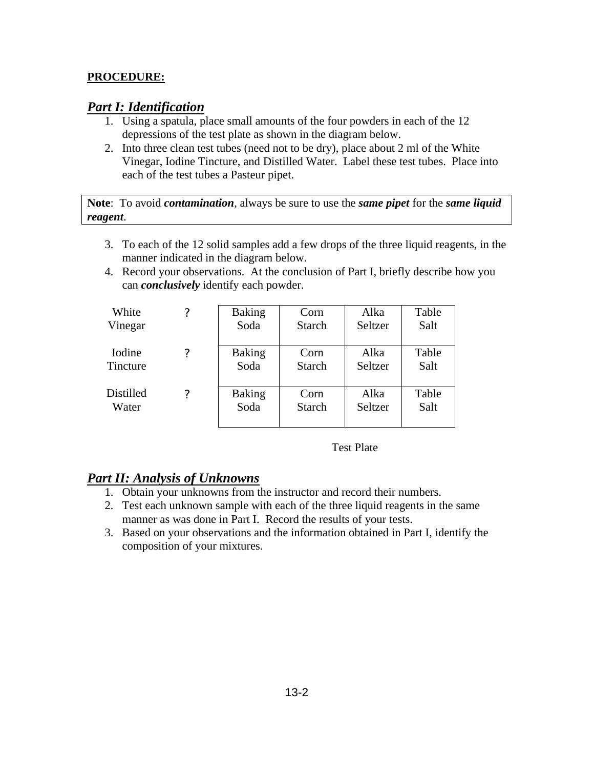**PROCEDURE:**

## *Part I: Identification*

1. Using a spatula, place small amounts of the four powders in each of the 12 depressions of the test plate as shown in the diagram below.
2. Into three clean test tubes (need not to be dry), place about 2 ml of the White Vinegar, Iodine Tincture, and Distilled Water. Label these test tubes. Place into each of the test tubes a Pasteur pipet.

> **Note**: To avoid ***contamination***, always be sure to use the ***same pipet*** for the ***same liquid reagent***.

3. To each of the 12 solid samples add a few drops of the three liquid reagents, in the manner indicated in the diagram below.
4. Record your observations. At the conclusion of Part I, briefly describe how you can ***conclusively*** identify each powder.

| | | | | | |
|---|---|---|---|---|---|
| White Vinegar | ? | Baking Soda | Corn Starch | Alka Seltzer | Table Salt |
| Iodine Tincture | ? | Baking Soda | Corn Starch | Alka Seltzer | Table Salt |
| Distilled Water | ? | Baking Soda | Corn Starch | Alka Seltzer | Table Salt |

Test Plate

## *Part II: Analysis of Unknowns*

1. Obtain your unknowns from the instructor and record their numbers.
2. Test each unknown sample with each of the three liquid reagents in the same manner as was done in Part I. Record the results of your tests.
3. Based on your observations and the information obtained in Part I, identify the composition of your mixtures.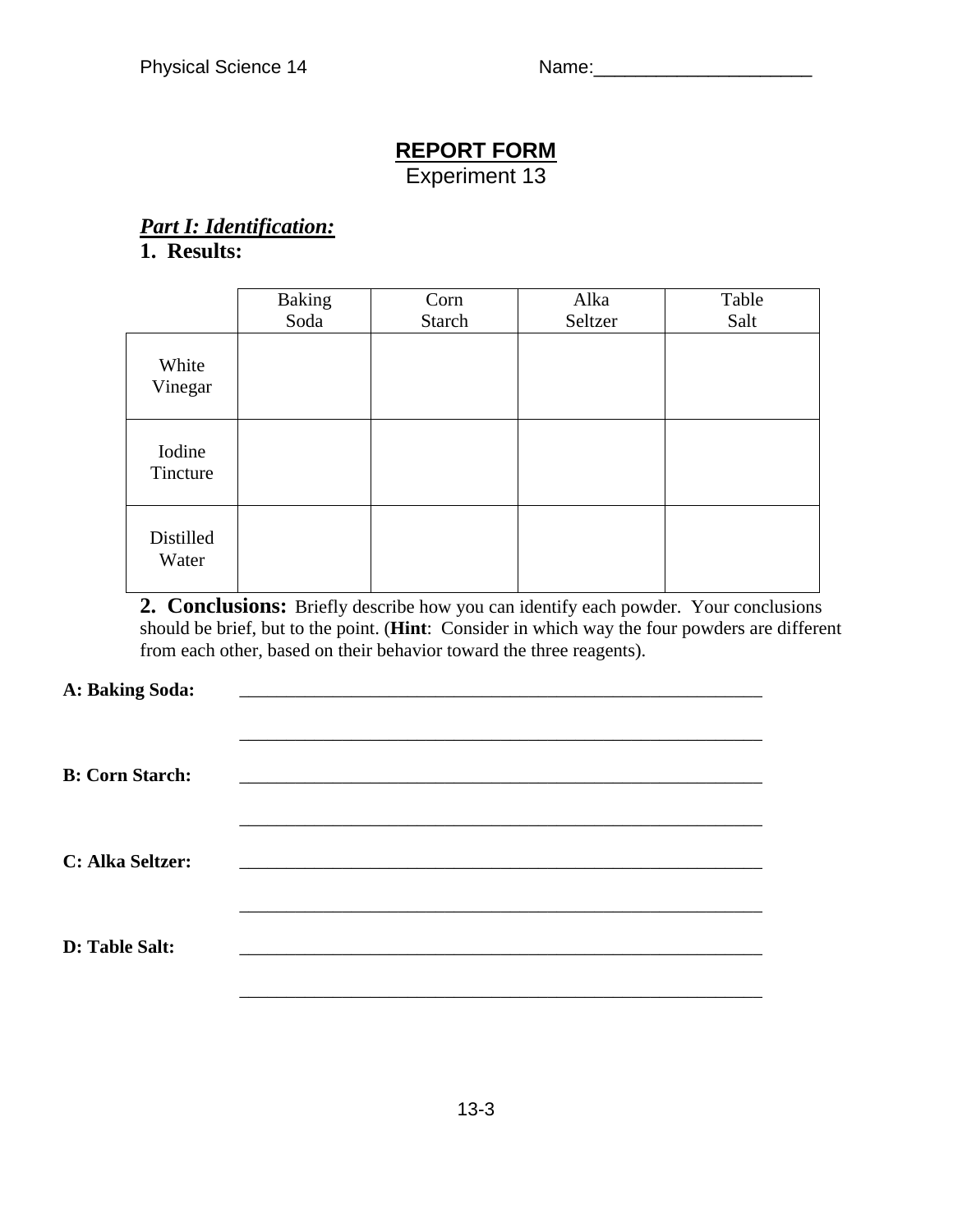Physical Science 14 Name:_____________________

# REPORT FORM

Experiment 13

## *Part I: Identification:*

**1. Results:**

| | Baking Soda | Corn Starch | Alka Seltzer | Table Salt |
|---|---|---|---|---|
| White Vinegar | | | | |
| Iodine Tincture | | | | |
| Distilled Water | | | | |

**2. Conclusions:** Briefly describe how you can identify each powder. Your conclusions should be brief, but to the point. (**Hint**: Consider in which way the four powders are different from each other, based on their behavior toward the three reagents).

**A: Baking Soda:** ____________________________________________________________

____________________________________________________________

**B: Corn Starch:** ____________________________________________________________

____________________________________________________________

**C: Alka Seltzer:** ____________________________________________________________

____________________________________________________________

**D: Table Salt:** ____________________________________________________________

____________________________________________________________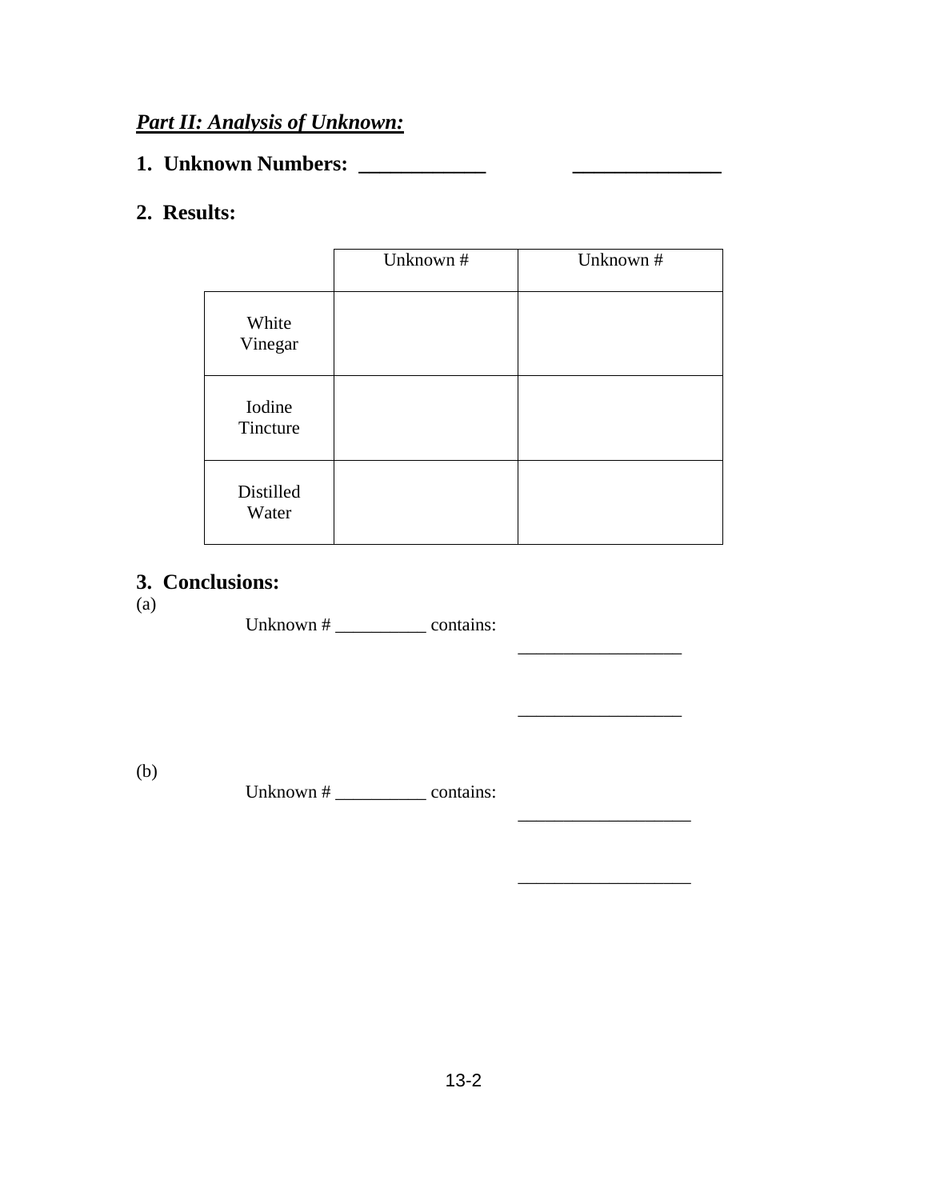***Part II: Analysis of Unknown:***

**1. Unknown Numbers: ____________ ______________**

**2. Results:**

| | Unknown # | Unknown # |
|---|---|---|
| White Vinegar | | |
| Iodine Tincture | | |
| Distilled Water | | |

**3. Conclusions:**

(a)

Unknown # __________ contains:

_________________

_________________

(b)

Unknown # __________ contains:

__________________

__________________